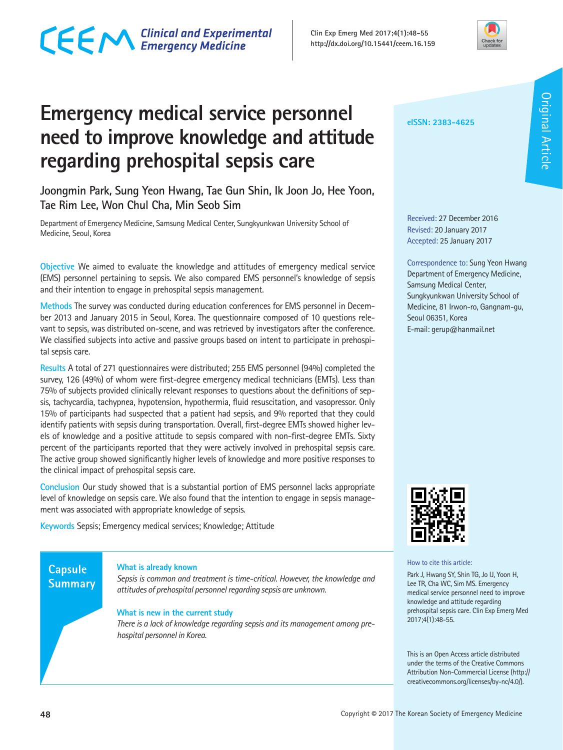# Emergency medical service personnel need to improve knowledge and attitude regarding prehospital sepsis care

Joongmin Park, Sung Yeon Hwang, Tae Gun Shin, Ik Joon Jo, Hee Yoon, Tae Rim Lee, Won Chul Cha, Min Seob Sim

Department of Emergency Medicine, Samsung Medical Center, Sungkyunkwan University School of Medicine, Seoul, Korea

eISSN: 2383-4625

Original Article

Received: 27 December 2016
Revised: 20 January 2017
Accepted: 25 January 2017

Correspondence to: Sung Yeon Hwang
Department of Emergency Medicine, Samsung Medical Center, Sungkyunkwan University School of Medicine, 81 Irwon-ro, Gangnam-gu, Seoul 06351, Korea
E-mail: gerup@hanmail.net

**Objective** We aimed to evaluate the knowledge and attitudes of emergency medical service (EMS) personnel pertaining to sepsis. We also compared EMS personnel's knowledge of sepsis and their intention to engage in prehospital sepsis management.

**Methods** The survey was conducted during education conferences for EMS personnel in December 2013 and January 2015 in Seoul, Korea. The questionnaire composed of 10 questions relevant to sepsis, was distributed on-scene, and was retrieved by investigators after the conference. We classified subjects into active and passive groups based on intent to participate in prehospital sepsis care.

**Results** A total of 271 questionnaires were distributed; 255 EMS personnel (94%) completed the survey, 126 (49%) of whom were first-degree emergency medical technicians (EMTs). Less than 75% of subjects provided clinically relevant responses to questions about the definitions of sepsis, tachycardia, tachypnea, hypotension, hypothermia, fluid resuscitation, and vasopressor. Only 15% of participants had suspected that a patient had sepsis, and 9% reported that they could identify patients with sepsis during transportation. Overall, first-degree EMTs showed higher levels of knowledge and a positive attitude to sepsis compared with non-first-degree EMTs. Sixty percent of the participants reported that they were actively involved in prehospital sepsis care. The active group showed significantly higher levels of knowledge and more positive responses to the clinical impact of prehospital sepsis care.

**Conclusion** Our study showed that is a substantial portion of EMS personnel lacks appropriate level of knowledge on sepsis care. We also found that the intention to engage in sepsis management was associated with appropriate knowledge of sepsis.

**Keywords** Sepsis; Emergency medical services; Knowledge; Attitude

**Capsule Summary**

**What is already known**

*Sepsis is common and treatment is time-critical. However, the knowledge and attitudes of prehospital personnel regarding sepsis are unknown.*

**What is new in the current study**

*There is a lack of knowledge regarding sepsis and its management among prehospital personnel in Korea.*

How to cite this article:
Park J, Hwang SY, Shin TG, Jo IJ, Yoon H, Lee TR, Cha WC, Sim MS. Emergency medical service personnel need to improve knowledge and attitude regarding prehospital sepsis care. Clin Exp Emerg Med 2017;4(1):48-55.

This is an Open Access article distributed under the terms of the Creative Commons Attribution Non-Commercial License (http://creativecommons.org/licenses/by-nc/4.0/).

Copyright © 2017 The Korean Society of Emergency Medicine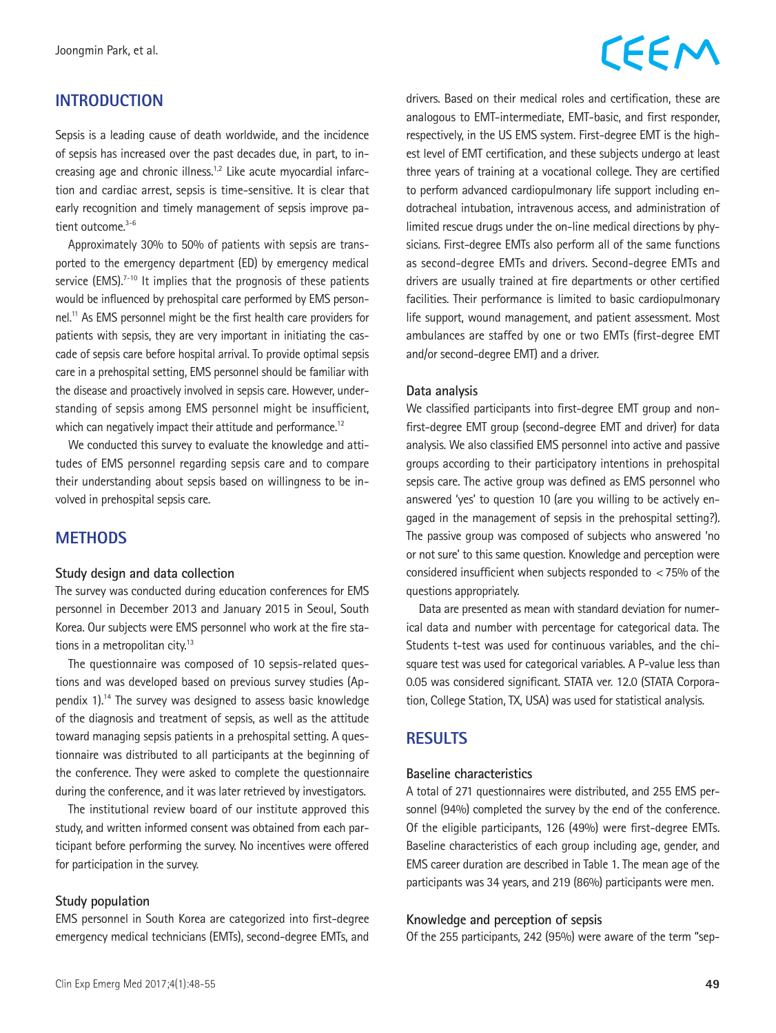## INTRODUCTION

Sepsis is a leading cause of death worldwide, and the incidence of sepsis has increased over the past decades due, in part, to increasing age and chronic illness.[1,2] Like acute myocardial infarction and cardiac arrest, sepsis is time-sensitive. It is clear that early recognition and timely management of sepsis improve patient outcome.[3-6]

Approximately 30% to 50% of patients with sepsis are transported to the emergency department (ED) by emergency medical service (EMS).[7-10] It implies that the prognosis of these patients would be influenced by prehospital care performed by EMS personnel.[11] As EMS personnel might be the first health care providers for patients with sepsis, they are very important in initiating the cascade of sepsis care before hospital arrival. To provide optimal sepsis care in a prehospital setting, EMS personnel should be familiar with the disease and proactively involved in sepsis care. However, understanding of sepsis among EMS personnel might be insufficient, which can negatively impact their attitude and performance.[12]

We conducted this survey to evaluate the knowledge and attitudes of EMS personnel regarding sepsis care and to compare their understanding about sepsis based on willingness to be involved in prehospital sepsis care.

## METHODS

### Study design and data collection

The survey was conducted during education conferences for EMS personnel in December 2013 and January 2015 in Seoul, South Korea. Our subjects were EMS personnel who work at the fire stations in a metropolitan city.[13]

The questionnaire was composed of 10 sepsis-related questions and was developed based on previous survey studies (Appendix 1).[14] The survey was designed to assess basic knowledge of the diagnosis and treatment of sepsis, as well as the attitude toward managing sepsis patients in a prehospital setting. A questionnaire was distributed to all participants at the beginning of the conference. They were asked to complete the questionnaire during the conference, and it was later retrieved by investigators.

The institutional review board of our institute approved this study, and written informed consent was obtained from each participant before performing the survey. No incentives were offered for participation in the survey.

### Study population

EMS personnel in South Korea are categorized into first-degree emergency medical technicians (EMTs), second-degree EMTs, and drivers. Based on their medical roles and certification, these are analogous to EMT-intermediate, EMT-basic, and first responder, respectively, in the US EMS system. First-degree EMT is the highest level of EMT certification, and these subjects undergo at least three years of training at a vocational college. They are certified to perform advanced cardiopulmonary life support including endotracheal intubation, intravenous access, and administration of limited rescue drugs under the on-line medical directions by physicians. First-degree EMTs also perform all of the same functions as second-degree EMTs and drivers. Second-degree EMTs and drivers are usually trained at fire departments or other certified facilities. Their performance is limited to basic cardiopulmonary life support, wound management, and patient assessment. Most ambulances are staffed by one or two EMTs (first-degree EMT and/or second-degree EMT) and a driver.

### Data analysis

We classified participants into first-degree EMT group and non-first-degree EMT group (second-degree EMT and driver) for data analysis. We also classified EMS personnel into active and passive groups according to their participatory intentions in prehospital sepsis care. The active group was defined as EMS personnel who answered 'yes' to question 10 (are you willing to be actively engaged in the management of sepsis in the prehospital setting?). The passive group was composed of subjects who answered 'no or not sure' to this same question. Knowledge and perception were considered insufficient when subjects responded to $<75\%$ of the questions appropriately.

Data are presented as mean with standard deviation for numerical data and number with percentage for categorical data. The Students t-test was used for continuous variables, and the chi-square test was used for categorical variables. A P-value less than 0.05 was considered significant. STATA ver. 12.0 (STATA Corporation, College Station, TX, USA) was used for statistical analysis.

## RESULTS

### Baseline characteristics

A total of 271 questionnaires were distributed, and 255 EMS personnel (94%) completed the survey by the end of the conference. Of the eligible participants, 126 (49%) were first-degree EMTs. Baseline characteristics of each group including age, gender, and EMS career duration are described in Table 1. The mean age of the participants was 34 years, and 219 (86%) participants were men.

### Knowledge and perception of sepsis

Of the 255 participants, 242 (95%) were aware of the term "sep-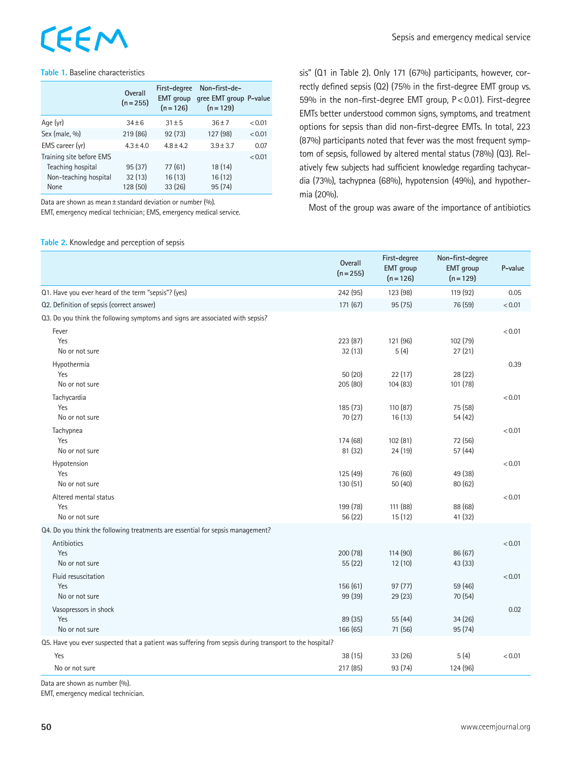**Table 1.** Baseline characteristics

| | Overall (n=255) | First-degree EMT group (n=126) | Non-first-degree EMT group (n=129) | P-value |
|---|---|---|---|---|
| Age (yr) | 34±6 | 31±5 | 36±7 | <0.01 |
| Sex (male, %) | 219 (86) | 92 (73) | 127 (98) | <0.01 |
| EMS career (yr) | 4.3±4.0 | 4.8±4.2 | 3.9±3.7 | 0.07 |
| Training site before EMS | | | | <0.01 |
| Teaching hospital | 95 (37) | 77 (61) | 18 (14) | |
| Non-teaching hospital | 32 (13) | 16 (13) | 16 (12) | |
| None | 128 (50) | 33 (26) | 95 (74) | |

Data are shown as mean±standard deviation or number (%).
EMT, emergency medical technician; EMS, emergency medical service.

sis" (Q1 in Table 2). Only 171 (67%) participants, however, correctly defined sepsis (Q2) (75% in the first-degree EMT group vs. 59% in the non-first-degree EMT group, P<0.01). First-degree EMTs better understood common signs, symptoms, and treatment options for sepsis than did non-first-degree EMTs. In total, 223 (87%) participants noted that fever was the most frequent symptom of sepsis, followed by altered mental status (78%) (Q3). Relatively few subjects had sufficient knowledge regarding tachycardia (73%), tachypnea (68%), hypotension (49%), and hypothermia (20%).

Most of the group was aware of the importance of antibiotics

**Table 2.** Knowledge and perception of sepsis

| | Overall (n=255) | First-degree EMT group (n=126) | Non-first-degree EMT group (n=129) | P-value |
|---|---|---|---|---|
| Q1. Have you ever heard of the term "sepsis"? (yes) | 242 (95) | 123 (98) | 119 (92) | 0.05 |
| Q2. Definition of sepsis (correct answer) | 171 (67) | 95 (75) | 76 (59) | <0.01 |
| Q3. Do you think the following symptoms and signs are associated with sepsis? | | | | |
| Fever | | | | <0.01 |
| Yes | 223 (87) | 121 (96) | 102 (79) | |
| No or not sure | 32 (13) | 5 (4) | 27 (21) | |
| Hypothermia | | | | 0.39 |
| Yes | 50 (20) | 22 (17) | 28 (22) | |
| No or not sure | 205 (80) | 104 (83) | 101 (78) | |
| Tachycardia | | | | <0.01 |
| Yes | 185 (73) | 110 (87) | 75 (58) | |
| No or not sure | 70 (27) | 16 (13) | 54 (42) | |
| Tachypnea | | | | <0.01 |
| Yes | 174 (68) | 102 (81) | 72 (56) | |
| No or not sure | 81 (32) | 24 (19) | 57 (44) | |
| Hypotension | | | | <0.01 |
| Yes | 125 (49) | 76 (60) | 49 (38) | |
| No or not sure | 130 (51) | 50 (40) | 80 (62) | |
| Altered mental status | | | | <0.01 |
| Yes | 199 (78) | 111 (88) | 88 (68) | |
| No or not sure | 56 (22) | 15 (12) | 41 (32) | |
| Q4. Do you think the following treatments are essential for sepsis management? | | | | |
| Antibiotics | | | | <0.01 |
| Yes | 200 (78) | 114 (90) | 86 (67) | |
| No or not sure | 55 (22) | 12 (10) | 43 (33) | |
| Fluid resuscitation | | | | <0.01 |
| Yes | 156 (61) | 97 (77) | 59 (46) | |
| No or not sure | 99 (39) | 29 (23) | 70 (54) | |
| Vasopressors in shock | | | | 0.02 |
| Yes | 89 (35) | 55 (44) | 34 (26) | |
| No or not sure | 166 (65) | 71 (56) | 95 (74) | |
| Q5. Have you ever suspected that a patient was suffering from sepsis during transport to the hospital? | | | | |
| Yes | 38 (15) | 33 (26) | 5 (4) | <0.01 |
| No or not sure | 217 (85) | 93 (74) | 124 (96) | |

Data are shown as number (%).
EMT, emergency medical technician.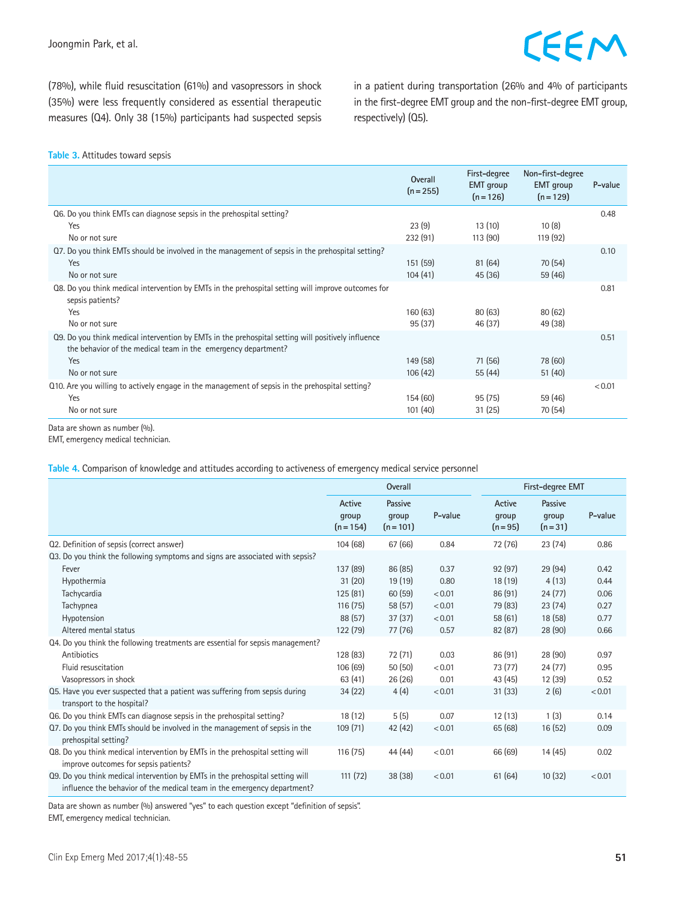(78%), while fluid resuscitation (61%) and vasopressors in shock (35%) were less frequently considered as essential therapeutic measures (Q4). Only 38 (15%) participants had suspected sepsis in a patient during transportation (26% and 4% of participants in the first-degree EMT group and the non-first-degree EMT group, respectively) (Q5).

**Table 3.** Attitudes toward sepsis

| | Overall (n=255) | First-degree EMT group (n=126) | Non-first-degree EMT group (n=129) | P-value |
|---|---|---|---|---|
| Q6. Do you think EMTs can diagnose sepsis in the prehospital setting? | | | | 0.48 |
| Yes | 23 (9) | 13 (10) | 10 (8) | |
| No or not sure | 232 (91) | 113 (90) | 119 (92) | |
| Q7. Do you think EMTs should be involved in the management of sepsis in the prehospital setting? | | | | 0.10 |
| Yes | 151 (59) | 81 (64) | 70 (54) | |
| No or not sure | 104 (41) | 45 (36) | 59 (46) | |
| Q8. Do you think medical intervention by EMTs in the prehospital setting will improve outcomes for sepsis patients? | | | | 0.81 |
| Yes | 160 (63) | 80 (63) | 80 (62) | |
| No or not sure | 95 (37) | 46 (37) | 49 (38) | |
| Q9. Do you think medical intervention by EMTs in the prehospital setting will positively influence the behavior of the medical team in the emergency department? | | | | 0.51 |
| Yes | 149 (58) | 71 (56) | 78 (60) | |
| No or not sure | 106 (42) | 55 (44) | 51 (40) | |
| Q10. Are you willing to actively engage in the management of sepsis in the prehospital setting? | | | | <0.01 |
| Yes | 154 (60) | 95 (75) | 59 (46) | |
| No or not sure | 101 (40) | 31 (25) | 70 (54) | |

Data are shown as number (%).
EMT, emergency medical technician.

**Table 4.** Comparison of knowledge and attitudes according to activeness of emergency medical service personnel

| | Overall | | | First-degree EMT | | |
|---|---|---|---|---|---|---|
| | Active group (n=154) | Passive group (n=101) | P-value | Active group (n=95) | Passive group (n=31) | P-value |
| Q2. Definition of sepsis (correct answer) | 104 (68) | 67 (66) | 0.84 | 72 (76) | 23 (74) | 0.86 |
| Q3. Do you think the following symptoms and signs are associated with sepsis? | | | | | | |
| Fever | 137 (89) | 86 (85) | 0.37 | 92 (97) | 29 (94) | 0.42 |
| Hypothermia | 31 (20) | 19 (19) | 0.80 | 18 (19) | 4 (13) | 0.44 |
| Tachycardia | 125 (81) | 60 (59) | <0.01 | 86 (91) | 24 (77) | 0.06 |
| Tachypnea | 116 (75) | 58 (57) | <0.01 | 79 (83) | 23 (74) | 0.27 |
| Hypotension | 88 (57) | 37 (37) | <0.01 | 58 (61) | 18 (58) | 0.77 |
| Altered mental status | 122 (79) | 77 (76) | 0.57 | 82 (87) | 28 (90) | 0.66 |
| Q4. Do you think the following treatments are essential for sepsis management? | | | | | | |
| Antibiotics | 128 (83) | 72 (71) | 0.03 | 86 (91) | 28 (90) | 0.97 |
| Fluid resuscitation | 106 (69) | 50 (50) | <0.01 | 73 (77) | 24 (77) | 0.95 |
| Vasopressors in shock | 63 (41) | 26 (26) | 0.01 | 43 (45) | 12 (39) | 0.52 |
| Q5. Have you ever suspected that a patient was suffering from sepsis during transport to the hospital? | 34 (22) | 4 (4) | <0.01 | 31 (33) | 2 (6) | <0.01 |
| Q6. Do you think EMTs can diagnose sepsis in the prehospital setting? | 18 (12) | 5 (5) | 0.07 | 12 (13) | 1 (3) | 0.14 |
| Q7. Do you think EMTs should be involved in the management of sepsis in the prehospital setting? | 109 (71) | 42 (42) | <0.01 | 65 (68) | 16 (52) | 0.09 |
| Q8. Do you think medical intervention by EMTs in the prehospital setting will improve outcomes for sepsis patients? | 116 (75) | 44 (44) | <0.01 | 66 (69) | 14 (45) | 0.02 |
| Q9. Do you think medical intervention by EMTs in the prehospital setting will influence the behavior of the medical team in the emergency department? | 111 (72) | 38 (38) | <0.01 | 61 (64) | 10 (32) | <0.01 |

Data are shown as number (%) answered "yes" to each question except "definition of sepsis".
EMT, emergency medical technician.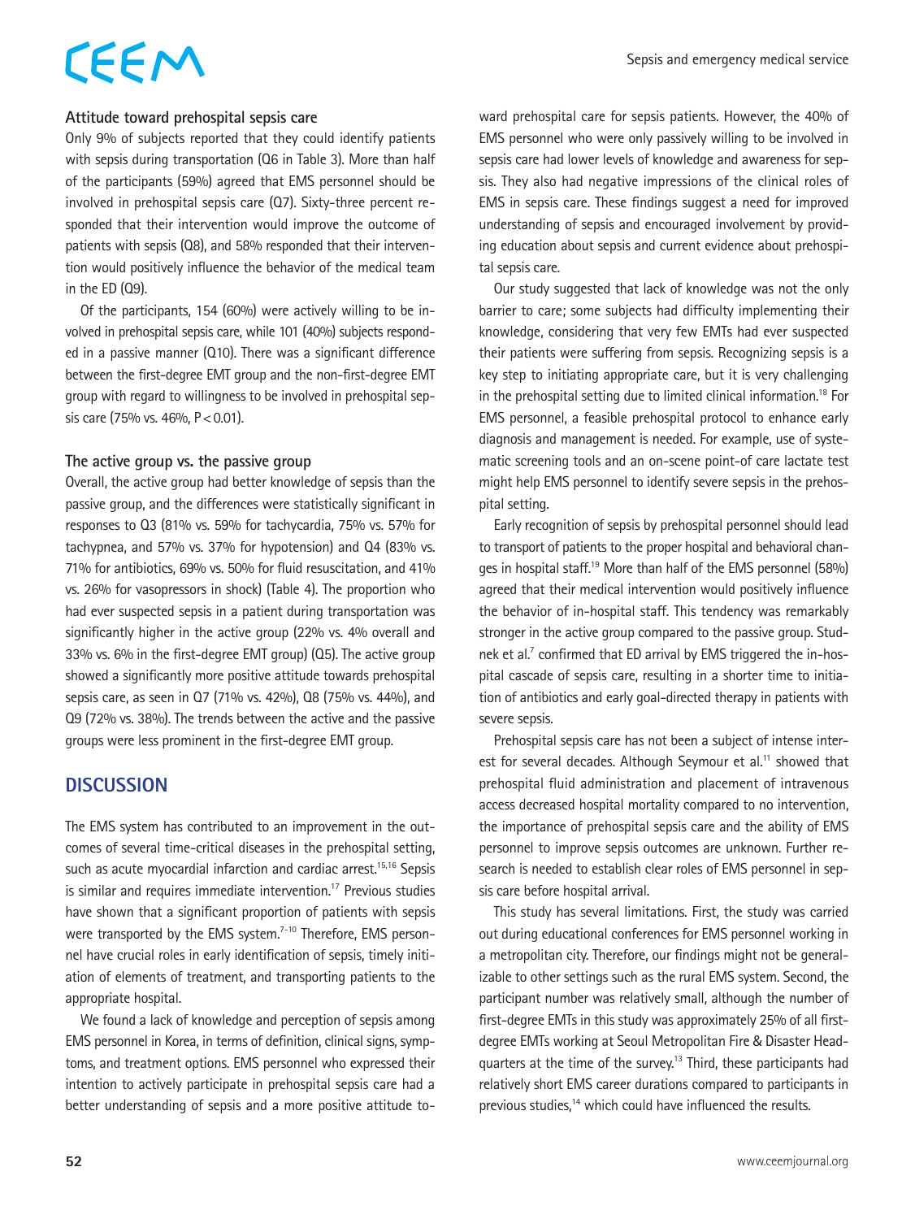### Attitude toward prehospital sepsis care

Only 9% of subjects reported that they could identify patients with sepsis during transportation (Q6 in Table 3). More than half of the participants (59%) agreed that EMS personnel should be involved in prehospital sepsis care (Q7). Sixty-three percent responded that their intervention would improve the outcome of patients with sepsis (Q8), and 58% responded that their intervention would positively influence the behavior of the medical team in the ED (Q9).

Of the participants, 154 (60%) were actively willing to be involved in prehospital sepsis care, while 101 (40%) subjects responded in a passive manner (Q10). There was a significant difference between the first-degree EMT group and the non-first-degree EMT group with regard to willingness to be involved in prehospital sepsis care (75% vs. 46%, $P<0.01$).

### The active group vs. the passive group

Overall, the active group had better knowledge of sepsis than the passive group, and the differences were statistically significant in responses to Q3 (81% vs. 59% for tachycardia, 75% vs. 57% for tachypnea, and 57% vs. 37% for hypotension) and Q4 (83% vs. 71% for antibiotics, 69% vs. 50% for fluid resuscitation, and 41% vs. 26% for vasopressors in shock) (Table 4). The proportion who had ever suspected sepsis in a patient during transportation was significantly higher in the active group (22% vs. 4% overall and 33% vs. 6% in the first-degree EMT group) (Q5). The active group showed a significantly more positive attitude towards prehospital sepsis care, as seen in Q7 (71% vs. 42%), Q8 (75% vs. 44%), and Q9 (72% vs. 38%). The trends between the active and the passive groups were less prominent in the first-degree EMT group.

## DISCUSSION

The EMS system has contributed to an improvement in the outcomes of several time-critical diseases in the prehospital setting, such as acute myocardial infarction and cardiac arrest.[15,16] Sepsis is similar and requires immediate intervention.[17] Previous studies have shown that a significant proportion of patients with sepsis were transported by the EMS system.[7-10] Therefore, EMS personnel have crucial roles in early identification of sepsis, timely initiation of elements of treatment, and transporting patients to the appropriate hospital.

We found a lack of knowledge and perception of sepsis among EMS personnel in Korea, in terms of definition, clinical signs, symptoms, and treatment options. EMS personnel who expressed their intention to actively participate in prehospital sepsis care had a better understanding of sepsis and a more positive attitude toward prehospital care for sepsis patients. However, the 40% of EMS personnel who were only passively willing to be involved in sepsis care had lower levels of knowledge and awareness for sepsis. They also had negative impressions of the clinical roles of EMS in sepsis care. These findings suggest a need for improved understanding of sepsis and encouraged involvement by providing education about sepsis and current evidence about prehospital sepsis care.

Our study suggested that lack of knowledge was not the only barrier to care; some subjects had difficulty implementing their knowledge, considering that very few EMTs had ever suspected their patients were suffering from sepsis. Recognizing sepsis is a key step to initiating appropriate care, but it is very challenging in the prehospital setting due to limited clinical information.[18] For EMS personnel, a feasible prehospital protocol to enhance early diagnosis and management is needed. For example, use of systematic screening tools and an on-scene point-of care lactate test might help EMS personnel to identify severe sepsis in the prehospital setting.

Early recognition of sepsis by prehospital personnel should lead to transport of patients to the proper hospital and behavioral changes in hospital staff.[19] More than half of the EMS personnel (58%) agreed that their medical intervention would positively influence the behavior of in-hospital staff. This tendency was remarkably stronger in the active group compared to the passive group. Studnek et al.[7] confirmed that ED arrival by EMS triggered the in-hospital cascade of sepsis care, resulting in a shorter time to initiation of antibiotics and early goal-directed therapy in patients with severe sepsis.

Prehospital sepsis care has not been a subject of intense interest for several decades. Although Seymour et al.[11] showed that prehospital fluid administration and placement of intravenous access decreased hospital mortality compared to no intervention, the importance of prehospital sepsis care and the ability of EMS personnel to improve sepsis outcomes are unknown. Further research is needed to establish clear roles of EMS personnel in sepsis care before hospital arrival.

This study has several limitations. First, the study was carried out during educational conferences for EMS personnel working in a metropolitan city. Therefore, our findings might not be generalizable to other settings such as the rural EMS system. Second, the participant number was relatively small, although the number of first-degree EMTs in this study was approximately 25% of all first-degree EMTs working at Seoul Metropolitan Fire & Disaster Headquarters at the time of the survey.[13] Third, these participants had relatively short EMS career durations compared to participants in previous studies,[14] which could have influenced the results.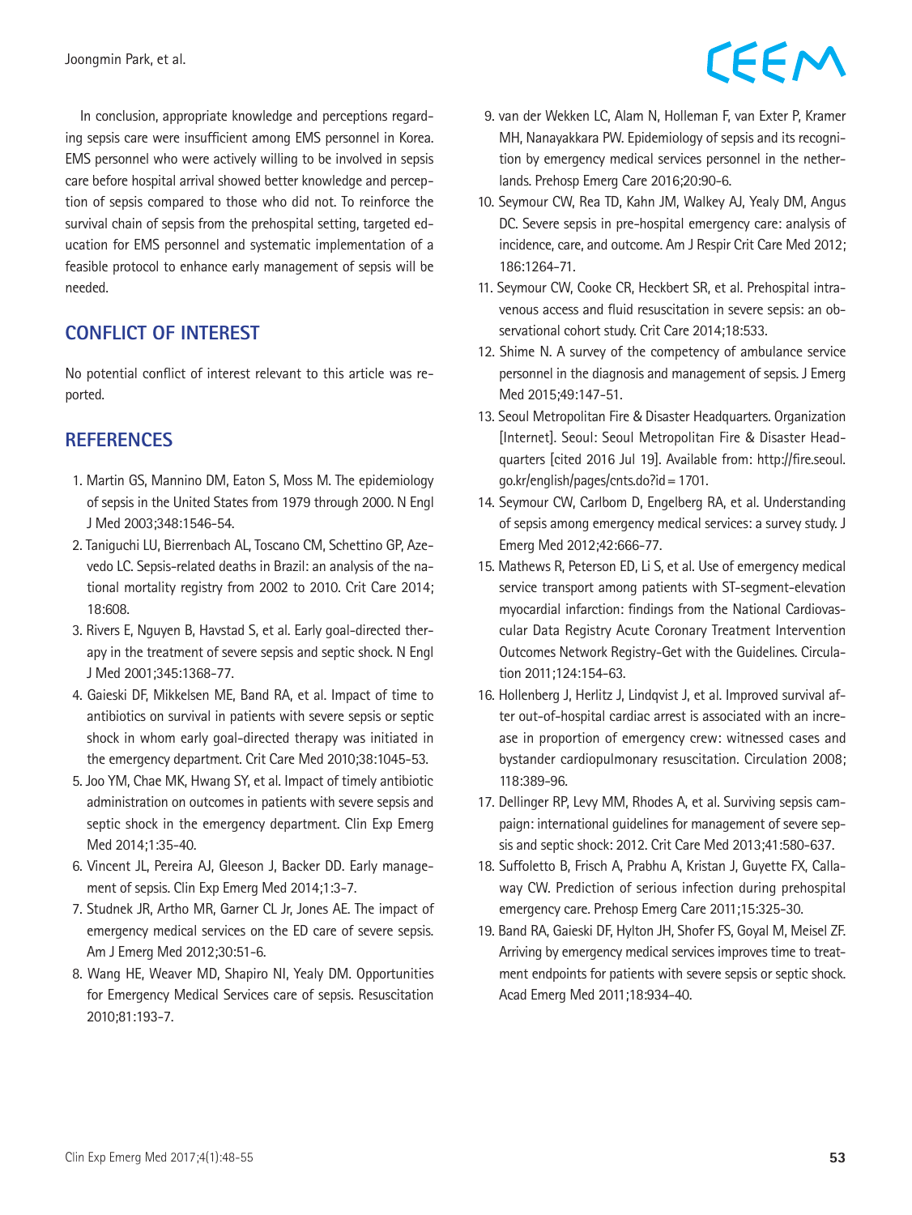In conclusion, appropriate knowledge and perceptions regarding sepsis care were insufficient among EMS personnel in Korea. EMS personnel who were actively willing to be involved in sepsis care before hospital arrival showed better knowledge and perception of sepsis compared to those who did not. To reinforce the survival chain of sepsis from the prehospital setting, targeted education for EMS personnel and systematic implementation of a feasible protocol to enhance early management of sepsis will be needed.

## CONFLICT OF INTEREST

No potential conflict of interest relevant to this article was reported.

## REFERENCES

1. Martin GS, Mannino DM, Eaton S, Moss M. The epidemiology of sepsis in the United States from 1979 through 2000. N Engl J Med 2003;348:1546-54.
2. Taniguchi LU, Bierrenbach AL, Toscano CM, Schettino GP, Azevedo LC. Sepsis-related deaths in Brazil: an analysis of the national mortality registry from 2002 to 2010. Crit Care 2014;18:608.
3. Rivers E, Nguyen B, Havstad S, et al. Early goal-directed therapy in the treatment of severe sepsis and septic shock. N Engl J Med 2001;345:1368-77.
4. Gaieski DF, Mikkelsen ME, Band RA, et al. Impact of time to antibiotics on survival in patients with severe sepsis or septic shock in whom early goal-directed therapy was initiated in the emergency department. Crit Care Med 2010;38:1045-53.
5. Joo YM, Chae MK, Hwang SY, et al. Impact of timely antibiotic administration on outcomes in patients with severe sepsis and septic shock in the emergency department. Clin Exp Emerg Med 2014;1:35-40.
6. Vincent JL, Pereira AJ, Gleeson J, Backer DD. Early management of sepsis. Clin Exp Emerg Med 2014;1:3-7.
7. Studnek JR, Artho MR, Garner CL Jr, Jones AE. The impact of emergency medical services on the ED care of severe sepsis. Am J Emerg Med 2012;30:51-6.
8. Wang HE, Weaver MD, Shapiro NI, Yealy DM. Opportunities for Emergency Medical Services care of sepsis. Resuscitation 2010;81:193-7.
9. van der Wekken LC, Alam N, Holleman F, van Exter P, Kramer MH, Nanayakkara PW. Epidemiology of sepsis and its recognition by emergency medical services personnel in the netherlands. Prehosp Emerg Care 2016;20:90-6.
10. Seymour CW, Rea TD, Kahn JM, Walkey AJ, Yealy DM, Angus DC. Severe sepsis in pre-hospital emergency care: analysis of incidence, care, and outcome. Am J Respir Crit Care Med 2012;186:1264-71.
11. Seymour CW, Cooke CR, Heckbert SR, et al. Prehospital intravenous access and fluid resuscitation in severe sepsis: an observational cohort study. Crit Care 2014;18:533.
12. Shime N. A survey of the competency of ambulance service personnel in the diagnosis and management of sepsis. J Emerg Med 2015;49:147-51.
13. Seoul Metropolitan Fire & Disaster Headquarters. Organization [Internet]. Seoul: Seoul Metropolitan Fire & Disaster Headquarters [cited 2016 Jul 19]. Available from: http://fire.seoul.go.kr/english/pages/cnts.do?id=1701.
14. Seymour CW, Carlbom D, Engelberg RA, et al. Understanding of sepsis among emergency medical services: a survey study. J Emerg Med 2012;42:666-77.
15. Mathews R, Peterson ED, Li S, et al. Use of emergency medical service transport among patients with ST-segment-elevation myocardial infarction: findings from the National Cardiovascular Data Registry Acute Coronary Treatment Intervention Outcomes Network Registry-Get with the Guidelines. Circulation 2011;124:154-63.
16. Hollenberg J, Herlitz J, Lindqvist J, et al. Improved survival after out-of-hospital cardiac arrest is associated with an increase in proportion of emergency crew: witnessed cases and bystander cardiopulmonary resuscitation. Circulation 2008;118:389-96.
17. Dellinger RP, Levy MM, Rhodes A, et al. Surviving sepsis campaign: international guidelines for management of severe sepsis and septic shock: 2012. Crit Care Med 2013;41:580-637.
18. Suffoletto B, Frisch A, Prabhu A, Kristan J, Guyette FX, Callaway CW. Prediction of serious infection during prehospital emergency care. Prehosp Emerg Care 2011;15:325-30.
19. Band RA, Gaieski DF, Hylton JH, Shofer FS, Goyal M, Meisel ZF. Arriving by emergency medical services improves time to treatment endpoints for patients with severe sepsis or septic shock. Acad Emerg Med 2011;18:934-40.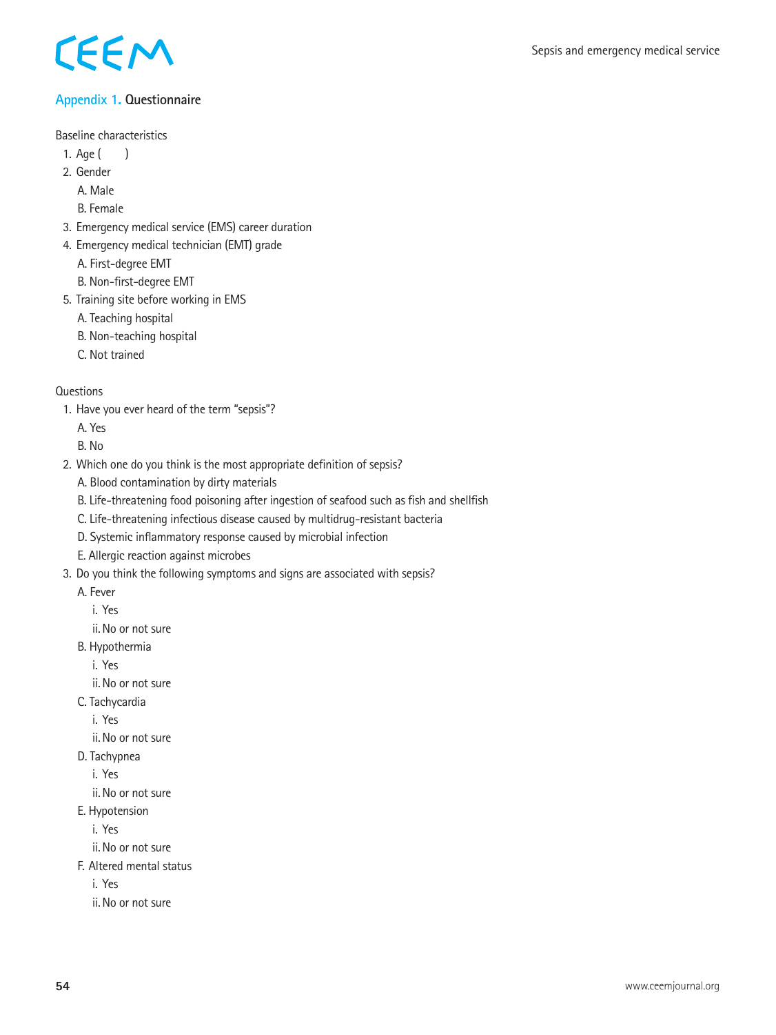## Appendix 1. Questionnaire

Baseline characteristics

1. Age (       )
2. Gender
   - A. Male
   - B. Female
3. Emergency medical service (EMS) career duration
4. Emergency medical technician (EMT) grade
   - A. First-degree EMT
   - B. Non-first-degree EMT
5. Training site before working in EMS
   - A. Teaching hospital
   - B. Non-teaching hospital
   - C. Not trained

Questions

1. Have you ever heard of the term "sepsis"?
   - A. Yes
   - B. No
2. Which one do you think is the most appropriate definition of sepsis?
   - A. Blood contamination by dirty materials
   - B. Life-threatening food poisoning after ingestion of seafood such as fish and shellfish
   - C. Life-threatening infectious disease caused by multidrug-resistant bacteria
   - D. Systemic inflammatory response caused by microbial infection
   - E. Allergic reaction against microbes
3. Do you think the following symptoms and signs are associated with sepsis?
   - A. Fever
     - i. Yes
     - ii. No or not sure
   - B. Hypothermia
     - i. Yes
     - ii. No or not sure
   - C. Tachycardia
     - i. Yes
     - ii. No or not sure
   - D. Tachypnea
     - i. Yes
     - ii. No or not sure
   - E. Hypotension
     - i. Yes
     - ii. No or not sure
   - F. Altered mental status
     - i. Yes
     - ii. No or not sure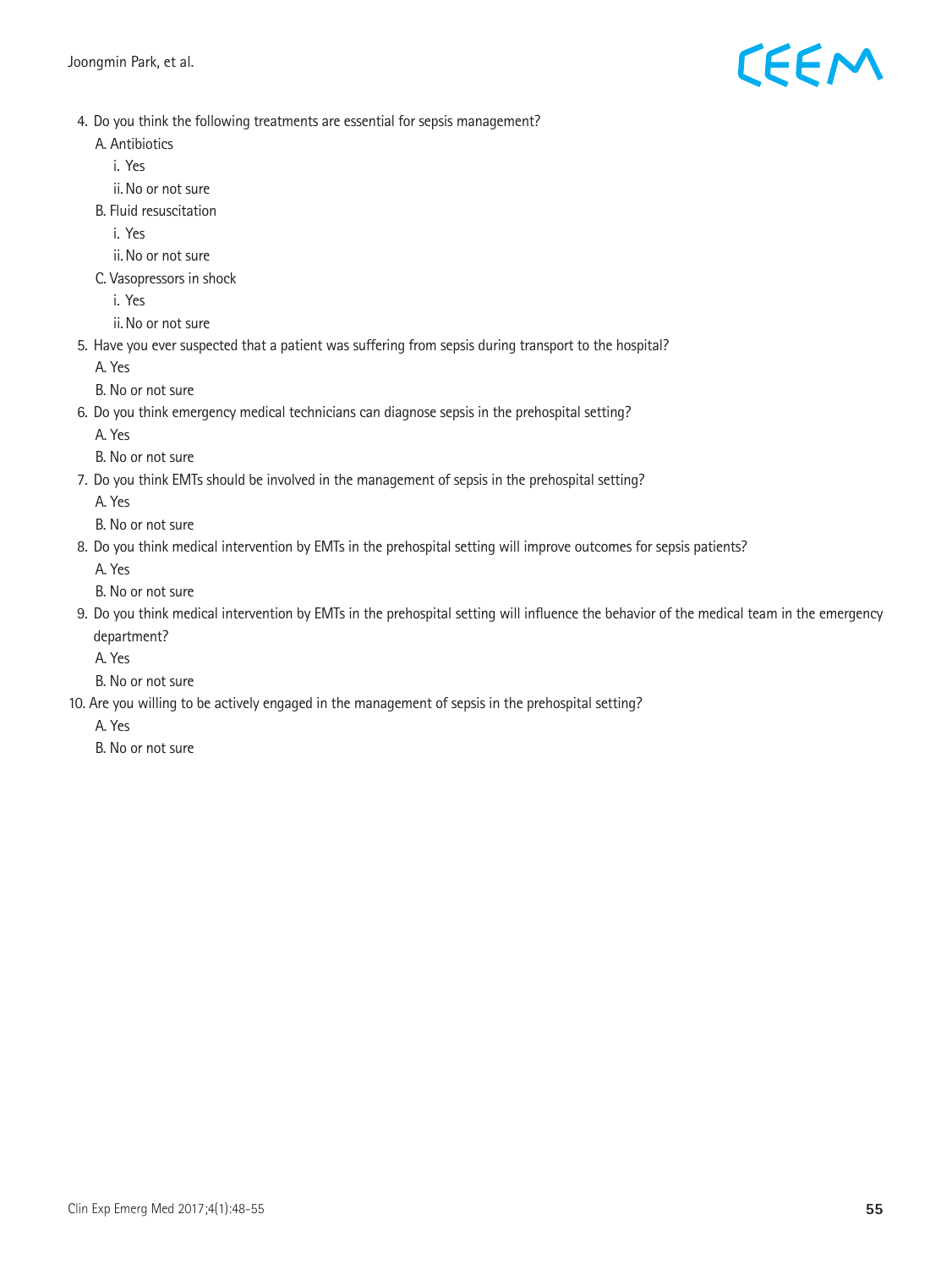4. Do you think the following treatments are essential for sepsis management?
   A. Antibiotics
      i. Yes
      ii. No or not sure
   B. Fluid resuscitation
      i. Yes
      ii. No or not sure
   C. Vasopressors in shock
      i. Yes
      ii. No or not sure
5. Have you ever suspected that a patient was suffering from sepsis during transport to the hospital?
   A. Yes
   B. No or not sure
6. Do you think emergency medical technicians can diagnose sepsis in the prehospital setting?
   A. Yes
   B. No or not sure
7. Do you think EMTs should be involved in the management of sepsis in the prehospital setting?
   A. Yes
   B. No or not sure
8. Do you think medical intervention by EMTs in the prehospital setting will improve outcomes for sepsis patients?
   A. Yes
   B. No or not sure
9. Do you think medical intervention by EMTs in the prehospital setting will influence the behavior of the medical team in the emergency department?
   A. Yes
   B. No or not sure
10. Are you willing to be actively engaged in the management of sepsis in the prehospital setting?
    A. Yes
    B. No or not sure